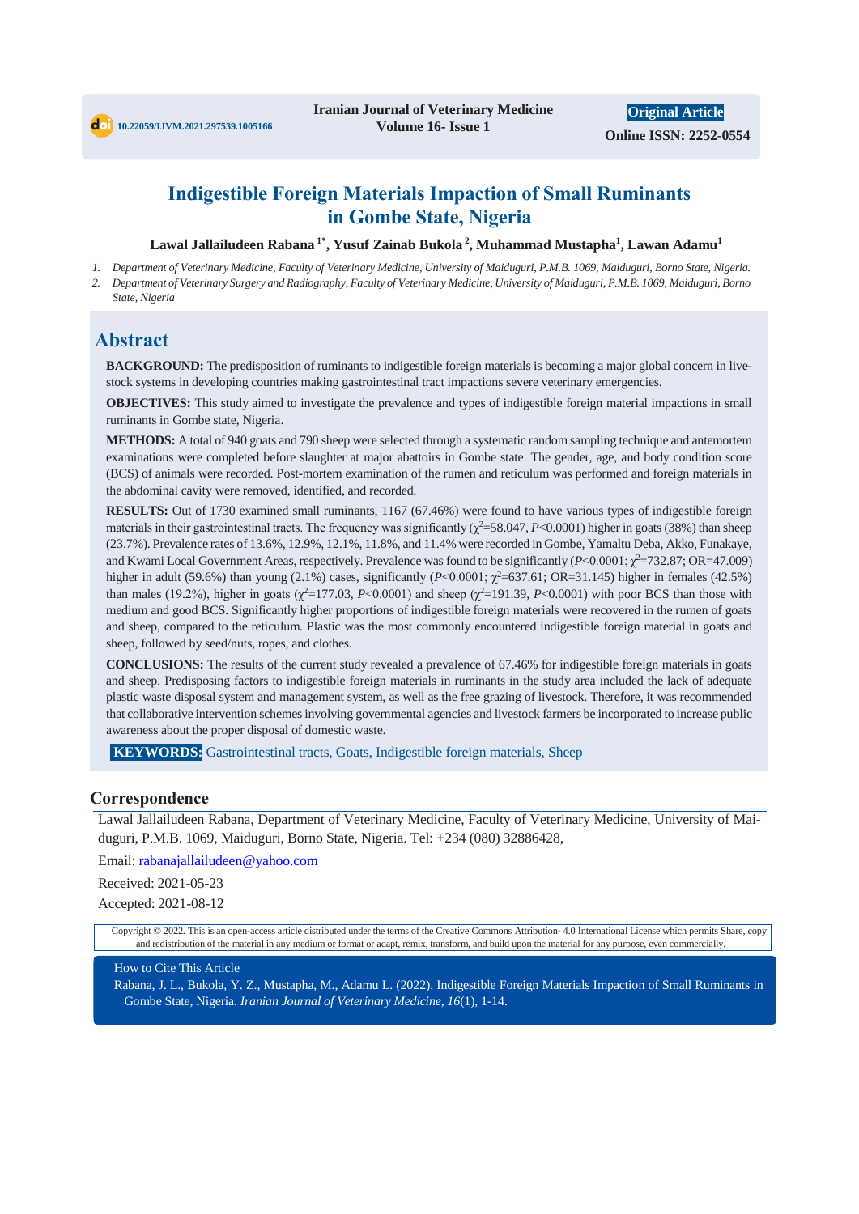10.22059/IJVM.2021.297539.1005166

**Iranian Journal of Veterinary Medicine**
**Volume 16- Issue 1**

**Original Article**

**Online ISSN: 2252-0554**

# Indigestible Foreign Materials Impaction of Small Ruminants in Gombe State, Nigeria

**Lawal Jallailudeen Rabana [1*], Yusuf Zainab Bukola [2], Muhammad Mustapha[1], Lawan Adamu[1]**

1. *Department of Veterinary Medicine, Faculty of Veterinary Medicine, University of Maiduguri, P.M.B. 1069, Maiduguri, Borno State, Nigeria.*
2. *Department of Veterinary Surgery and Radiography, Faculty of Veterinary Medicine, University of Maiduguri, P.M.B. 1069, Maiduguri, Borno State, Nigeria*

## Abstract

**BACKGROUND:** The predisposition of ruminants to indigestible foreign materials is becoming a major global concern in livestock systems in developing countries making gastrointestinal tract impactions severe veterinary emergencies.

**OBJECTIVES:** This study aimed to investigate the prevalence and types of indigestible foreign material impactions in small ruminants in Gombe state, Nigeria.

**METHODS:** A total of 940 goats and 790 sheep were selected through a systematic random sampling technique and antemortem examinations were completed before slaughter at major abattoirs in Gombe state. The gender, age, and body condition score (BCS) of animals were recorded. Post-mortem examination of the rumen and reticulum was performed and foreign materials in the abdominal cavity were removed, identified, and recorded.

**RESULTS:** Out of 1730 examined small ruminants, 1167 (67.46%) were found to have various types of indigestible foreign materials in their gastrointestinal tracts. The frequency was significantly ($\chi^2$=58.047, *P*<0.0001) higher in goats (38%) than sheep (23.7%). Prevalence rates of 13.6%, 12.9%, 12.1%, 11.8%, and 11.4% were recorded in Gombe, Yamaltu Deba, Akko, Funakaye, and Kwami Local Government Areas, respectively. Prevalence was found to be significantly (*P*<0.0001; $\chi^2$=732.87; OR=47.009) higher in adult (59.6%) than young (2.1%) cases, significantly (*P*<0.0001; $\chi^2$=637.61; OR=31.145) higher in females (42.5%) than males (19.2%), higher in goats ($\chi^2$=177.03, *P*<0.0001) and sheep ($\chi^2$=191.39, *P*<0.0001) with poor BCS than those with medium and good BCS. Significantly higher proportions of indigestible foreign materials were recovered in the rumen of goats and sheep, compared to the reticulum. Plastic was the most commonly encountered indigestible foreign material in goats and sheep, followed by seed/nuts, ropes, and clothes.

**CONCLUSIONS:** The results of the current study revealed a prevalence of 67.46% for indigestible foreign materials in goats and sheep. Predisposing factors to indigestible foreign materials in ruminants in the study area included the lack of adequate plastic waste disposal system and management system, as well as the free grazing of livestock. Therefore, it was recommended that collaborative intervention schemes involving governmental agencies and livestock farmers be incorporated to increase public awareness about the proper disposal of domestic waste.

**KEYWORDS:** Gastrointestinal tracts, Goats, Indigestible foreign materials, Sheep

## Correspondence

Lawal Jallailudeen Rabana, Department of Veterinary Medicine, Faculty of Veterinary Medicine, University of Maiduguri, P.M.B. 1069, Maiduguri, Borno State, Nigeria. Tel: +234 (080) 32886428,

Email: rabanajallailudeen@yahoo.com

Received: 2021-05-23

Accepted: 2021-08-12

Copyright © 2022. This is an open-access article distributed under the terms of the Creative Commons Attribution- 4.0 International License which permits Share, copy and redistribution of the material in any medium or format or adapt, remix, transform, and build upon the material for any purpose, even commercially.

How to Cite This Article

Rabana, J. L., Bukola, Y. Z., Mustapha, M., Adamu L. (2022). Indigestible Foreign Materials Impaction of Small Ruminants in Gombe State, Nigeria. *Iranian Journal of Veterinary Medicine, 16*(1), 1-14.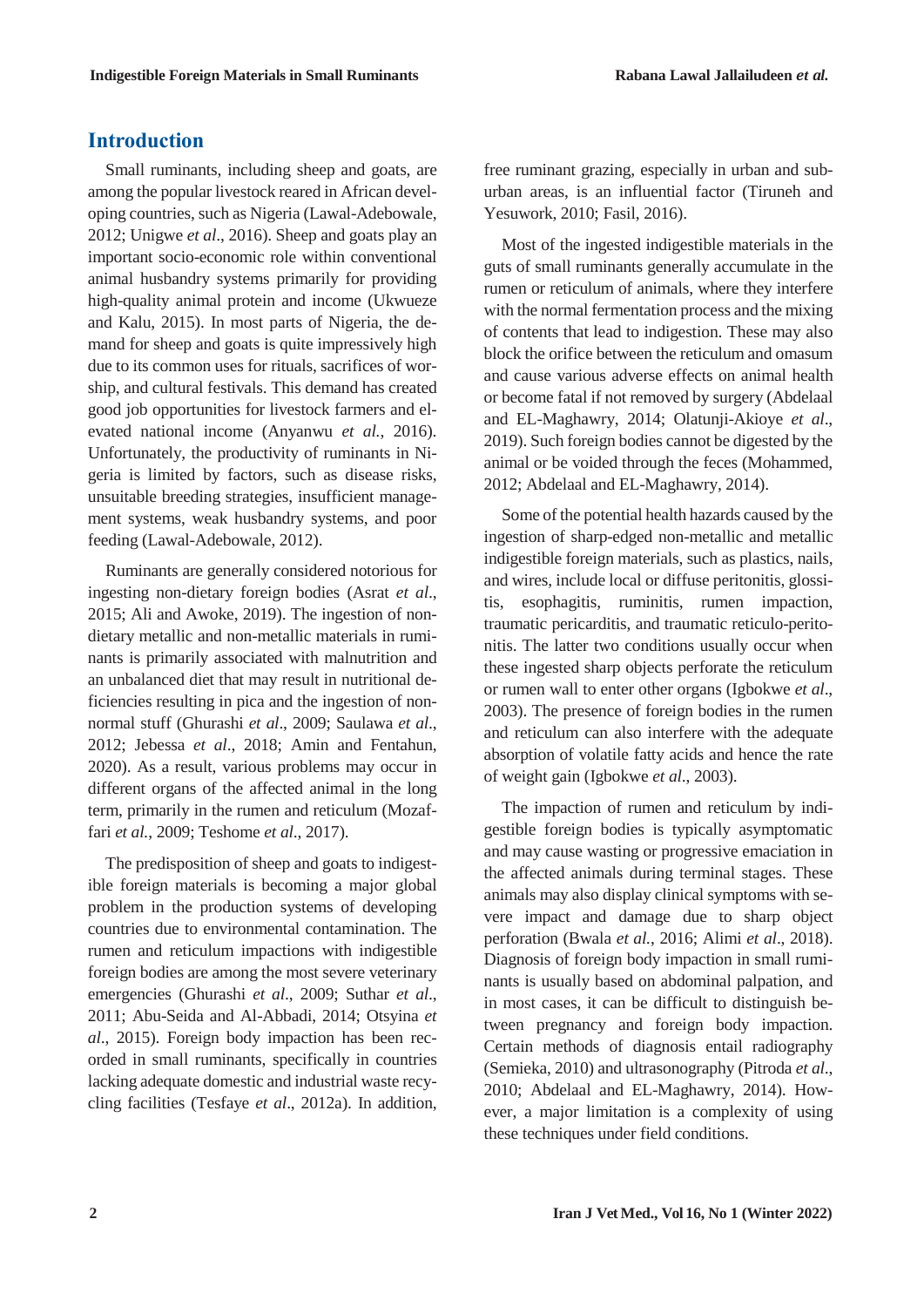## Introduction

Small ruminants, including sheep and goats, are among the popular livestock reared in African developing countries, such as Nigeria (Lawal-Adebowale, 2012; Unigwe *et al*., 2016). Sheep and goats play an important socio-economic role within conventional animal husbandry systems primarily for providing high-quality animal protein and income (Ukwueze and Kalu, 2015). In most parts of Nigeria, the demand for sheep and goats is quite impressively high due to its common uses for rituals, sacrifices of worship, and cultural festivals. This demand has created good job opportunities for livestock farmers and elevated national income (Anyanwu *et al.*, 2016). Unfortunately, the productivity of ruminants in Nigeria is limited by factors, such as disease risks, unsuitable breeding strategies, insufficient management systems, weak husbandry systems, and poor feeding (Lawal-Adebowale, 2012).

Ruminants are generally considered notorious for ingesting non-dietary foreign bodies (Asrat *et al*., 2015; Ali and Awoke, 2019). The ingestion of non-dietary metallic and non-metallic materials in ruminants is primarily associated with malnutrition and an unbalanced diet that may result in nutritional deficiencies resulting in pica and the ingestion of non-normal stuff (Ghurashi *et al*., 2009; Saulawa *et al*., 2012; Jebessa *et al*., 2018; Amin and Fentahun, 2020). As a result, various problems may occur in different organs of the affected animal in the long term, primarily in the rumen and reticulum (Mozaffari *et al.*, 2009; Teshome *et al*., 2017).

The predisposition of sheep and goats to indigestible foreign materials is becoming a major global problem in the production systems of developing countries due to environmental contamination. The rumen and reticulum impactions with indigestible foreign bodies are among the most severe veterinary emergencies (Ghurashi *et al*., 2009; Suthar *et al*., 2011; Abu-Seida and Al-Abbadi, 2014; Otsyina *et al*., 2015). Foreign body impaction has been recorded in small ruminants, specifically in countries lacking adequate domestic and industrial waste recycling facilities (Tesfaye *et al*., 2012a). In addition, free ruminant grazing, especially in urban and suburban areas, is an influential factor (Tiruneh and Yesuwork, 2010; Fasil, 2016).

Most of the ingested indigestible materials in the guts of small ruminants generally accumulate in the rumen or reticulum of animals, where they interfere with the normal fermentation process and the mixing of contents that lead to indigestion. These may also block the orifice between the reticulum and omasum and cause various adverse effects on animal health or become fatal if not removed by surgery (Abdelaal and EL-Maghawry, 2014; Olatunji-Akioye *et al*., 2019). Such foreign bodies cannot be digested by the animal or be voided through the feces (Mohammed, 2012; Abdelaal and EL-Maghawry, 2014).

Some of the potential health hazards caused by the ingestion of sharp-edged non-metallic and metallic indigestible foreign materials, such as plastics, nails, and wires, include local or diffuse peritonitis, glossitis, esophagitis, ruminitis, rumen impaction, traumatic pericarditis, and traumatic reticulo-peritonitis. The latter two conditions usually occur when these ingested sharp objects perforate the reticulum or rumen wall to enter other organs (Igbokwe *et al*., 2003). The presence of foreign bodies in the rumen and reticulum can also interfere with the adequate absorption of volatile fatty acids and hence the rate of weight gain (Igbokwe *et al*., 2003).

The impaction of rumen and reticulum by indigestible foreign bodies is typically asymptomatic and may cause wasting or progressive emaciation in the affected animals during terminal stages. These animals may also display clinical symptoms with severe impact and damage due to sharp object perforation (Bwala *et al.*, 2016; Alimi *et al*., 2018). Diagnosis of foreign body impaction in small ruminants is usually based on abdominal palpation, and in most cases, it can be difficult to distinguish between pregnancy and foreign body impaction. Certain methods of diagnosis entail radiography (Semieka, 2010) and ultrasonography (Pitroda *et al*., 2010; Abdelaal and EL-Maghawry, 2014). However, a major limitation is a complexity of using these techniques under field conditions.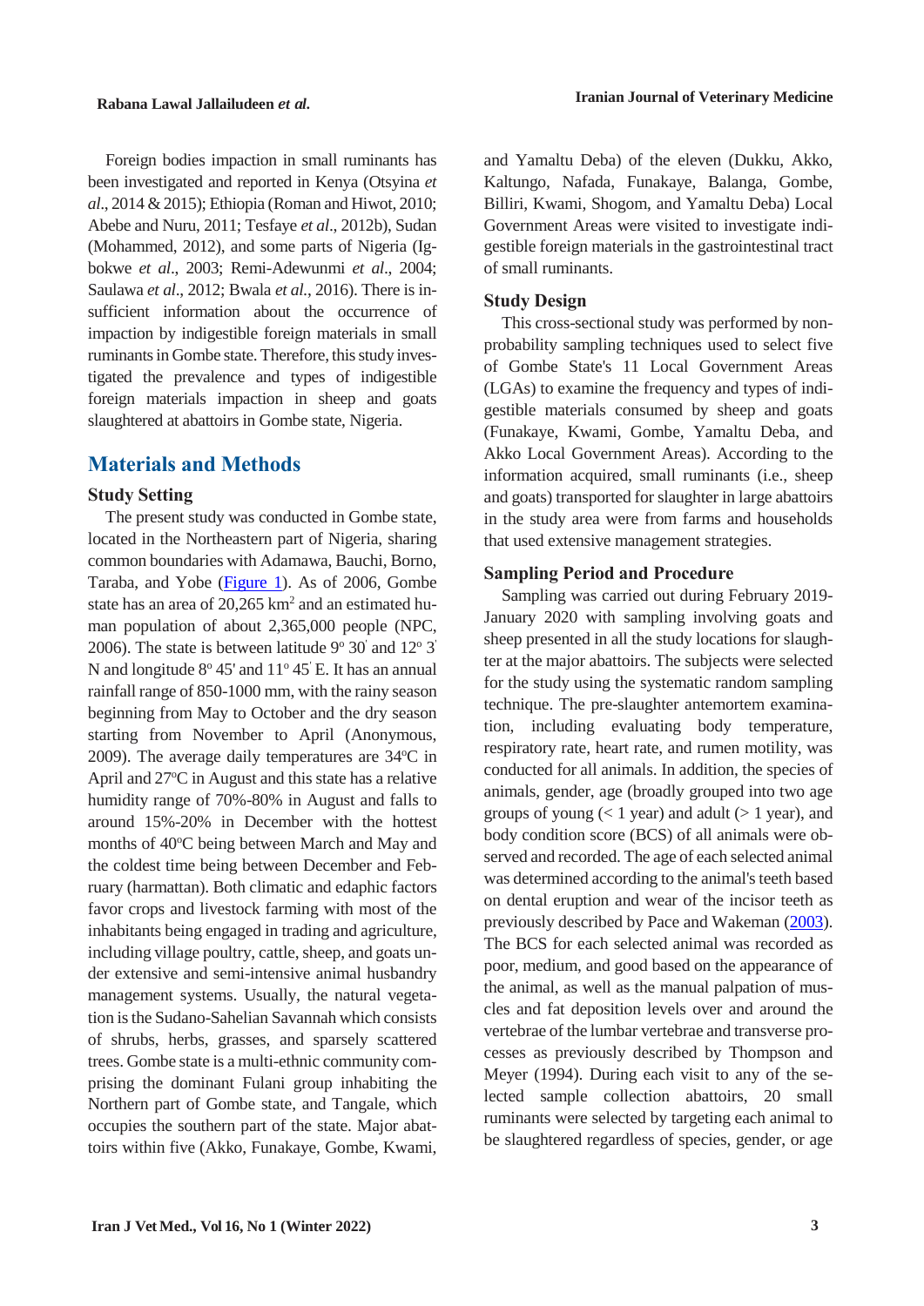Foreign bodies impaction in small ruminants has been investigated and reported in Kenya (Otsyina *et al*., 2014 & 2015); Ethiopia (Roman and Hiwot, 2010; Abebe and Nuru, 2011; Tesfaye *et al*., 2012b), Sudan (Mohammed, 2012), and some parts of Nigeria (Igbokwe *et al*., 2003; Remi-Adewunmi *et al*., 2004; Saulawa *et al*., 2012; Bwala *et al*., 2016). There is insufficient information about the occurrence of impaction by indigestible foreign materials in small ruminants in Gombe state. Therefore, this study investigated the prevalence and types of indigestible foreign materials impaction in sheep and goats slaughtered at abattoirs in Gombe state, Nigeria.

## Materials and Methods

### Study Setting

The present study was conducted in Gombe state, located in the Northeastern part of Nigeria, sharing common boundaries with Adamawa, Bauchi, Borno, Taraba, and Yobe (Figure 1). As of 2006, Gombe state has an area of 20,265 km$^2$ and an estimated human population of about 2,365,000 people (NPC, 2006). The state is between latitude 9° 30' and 12° 3' N and longitude 8° 45' and 11° 45' E. It has an annual rainfall range of 850-1000 mm, with the rainy season beginning from May to October and the dry season starting from November to April (Anonymous, 2009). The average daily temperatures are 34°C in April and 27°C in August and this state has a relative humidity range of 70%-80% in August and falls to around 15%-20% in December with the hottest months of 40°C being between March and May and the coldest time being between December and February (harmattan). Both climatic and edaphic factors favor crops and livestock farming with most of the inhabitants being engaged in trading and agriculture, including village poultry, cattle, sheep, and goats under extensive and semi-intensive animal husbandry management systems. Usually, the natural vegetation is the Sudano-Sahelian Savannah which consists of shrubs, herbs, grasses, and sparsely scattered trees. Gombe state is a multi-ethnic community comprising the dominant Fulani group inhabiting the Northern part of Gombe state, and Tangale, which occupies the southern part of the state. Major abattoirs within five (Akko, Funakaye, Gombe, Kwami, and Yamaltu Deba) of the eleven (Dukku, Akko, Kaltungo, Nafada, Funakaye, Balanga, Gombe, Billiri, Kwami, Shogom, and Yamaltu Deba) Local Government Areas were visited to investigate indigestible foreign materials in the gastrointestinal tract of small ruminants.

### Study Design

This cross-sectional study was performed by non-probability sampling techniques used to select five of Gombe State's 11 Local Government Areas (LGAs) to examine the frequency and types of indigestible materials consumed by sheep and goats (Funakaye, Kwami, Gombe, Yamaltu Deba, and Akko Local Government Areas). According to the information acquired, small ruminants (i.e., sheep and goats) transported for slaughter in large abattoirs in the study area were from farms and households that used extensive management strategies.

### Sampling Period and Procedure

Sampling was carried out during February 2019-January 2020 with sampling involving goats and sheep presented in all the study locations for slaughter at the major abattoirs. The subjects were selected for the study using the systematic random sampling technique. The pre-slaughter antemortem examination, including evaluating body temperature, respiratory rate, heart rate, and rumen motility, was conducted for all animals. In addition, the species of animals, gender, age (broadly grouped into two age groups of young (< 1 year) and adult (> 1 year), and body condition score (BCS) of all animals were observed and recorded. The age of each selected animal was determined according to the animal's teeth based on dental eruption and wear of the incisor teeth as previously described by Pace and Wakeman (2003). The BCS for each selected animal was recorded as poor, medium, and good based on the appearance of the animal, as well as the manual palpation of muscles and fat deposition levels over and around the vertebrae of the lumbar vertebrae and transverse processes as previously described by Thompson and Meyer (1994). During each visit to any of the selected sample collection abattoirs, 20 small ruminants were selected by targeting each animal to be slaughtered regardless of species, gender, or age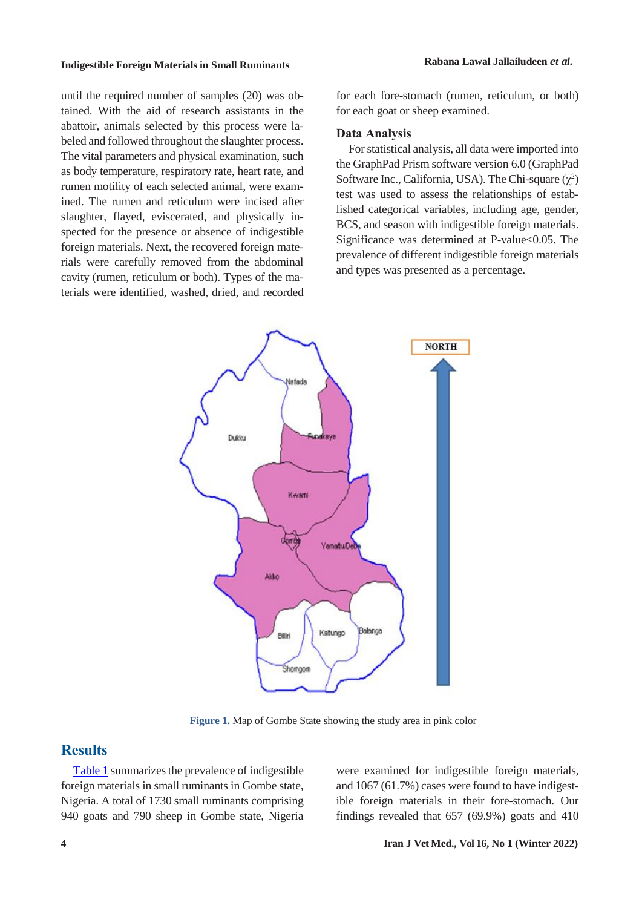until the required number of samples (20) was obtained. With the aid of research assistants in the abattoir, animals selected by this process were labeled and followed throughout the slaughter process. The vital parameters and physical examination, such as body temperature, respiratory rate, heart rate, and rumen motility of each selected animal, were examined. The rumen and reticulum were incised after slaughter, flayed, eviscerated, and physically inspected for the presence or absence of indigestible foreign materials. Next, the recovered foreign materials were carefully removed from the abdominal cavity (rumen, reticulum or both). Types of the materials were identified, washed, dried, and recorded for each fore-stomach (rumen, reticulum, or both) for each goat or sheep examined.

### Data Analysis

For statistical analysis, all data were imported into the GraphPad Prism software version 6.0 (GraphPad Software Inc., California, USA). The Chi-square ($\chi^2$) test was used to assess the relationships of established categorical variables, including age, gender, BCS, and season with indigestible foreign materials. Significance was determined at P-value<0.05. The prevalence of different indigestible foreign materials and types was presented as a percentage.

**Figure 1.** Map of Gombe State showing the study area in pink color

## Results

Table 1 summarizes the prevalence of indigestible foreign materials in small ruminants in Gombe state, Nigeria. A total of 1730 small ruminants comprising 940 goats and 790 sheep in Gombe state, Nigeria were examined for indigestible foreign materials, and 1067 (61.7%) cases were found to have indigestible foreign materials in their fore-stomach. Our findings revealed that 657 (69.9%) goats and 410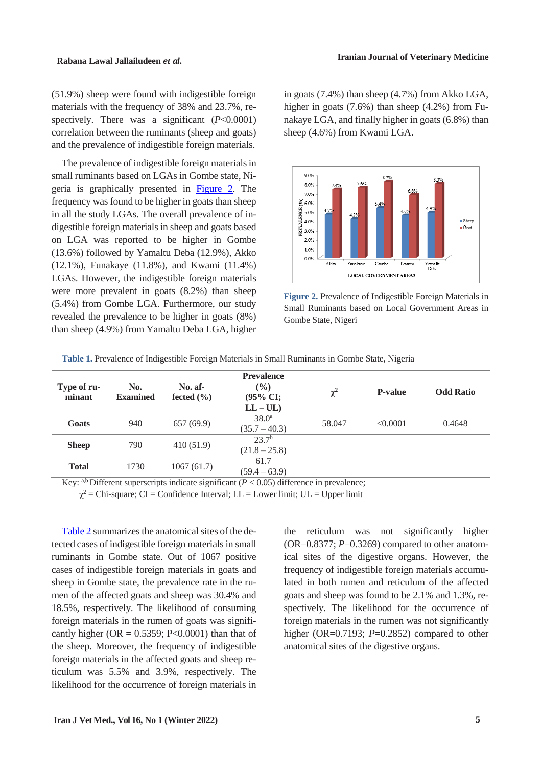(51.9%) sheep were found with indigestible foreign materials with the frequency of 38% and 23.7%, respectively. There was a significant ($P$<0.0001) correlation between the ruminants (sheep and goats) and the prevalence of indigestible foreign materials.

The prevalence of indigestible foreign materials in small ruminants based on LGAs in Gombe state, Nigeria is graphically presented in Figure 2. The frequency was found to be higher in goats than sheep in all the study LGAs. The overall prevalence of indigestible foreign materials in sheep and goats based on LGA was reported to be higher in Gombe (13.6%) followed by Yamaltu Deba (12.9%), Akko (12.1%), Funakaye (11.8%), and Kwami (11.4%) LGAs. However, the indigestible foreign materials were more prevalent in goats (8.2%) than sheep (5.4%) from Gombe LGA. Furthermore, our study revealed the prevalence to be higher in goats (8%) than sheep (4.9%) from Yamaltu Deba LGA, higher in goats (7.4%) than sheep (4.7%) from Akko LGA, higher in goats (7.6%) than sheep (4.2%) from Funakaye LGA, and finally higher in goats (6.8%) than sheep (4.6%) from Kwami LGA.

**Figure 2.** Prevalence of Indigestible Foreign Materials in Small Ruminants based on Local Government Areas in Gombe State, Nigeri

**Table 1.** Prevalence of Indigestible Foreign Materials in Small Ruminants in Gombe State, Nigeria

| Type of ruminant | No. Examined | No. affected (%) | Prevalence (%) (95% CI; LL – UL) | $\chi^2$ | P-value | Odd Ratio |
|---|---|---|---|---|---|---|
| **Goats** | 940 | 657 (69.9) | 38.0[a] (35.7 – 40.3) | 58.047 | <0.0001 | 0.4648 |
| **Sheep** | 790 | 410 (51.9) | 23.7[b] (21.8 – 25.8) | | | |
| **Total** | 1730 | 1067 (61.7) | 61.7 (59.4 – 63.9) | | | |

Key: [a,b] Different superscripts indicate significant ($P$ < 0.05) difference in prevalence;
$\chi^2$ = Chi-square; CI = Confidence Interval; LL = Lower limit; UL = Upper limit

Table 2 summarizes the anatomical sites of the detected cases of indigestible foreign materials in small ruminants in Gombe state. Out of 1067 positive cases of indigestible foreign materials in goats and sheep in Gombe state, the prevalence rate in the rumen of the affected goats and sheep was 30.4% and 18.5%, respectively. The likelihood of consuming foreign materials in the rumen of goats was significantly higher (OR = 0.5359; P<0.0001) than that of the sheep. Moreover, the frequency of indigestible foreign materials in the affected goats and sheep reticulum was 5.5% and 3.9%, respectively. The likelihood for the occurrence of foreign materials in the reticulum was not significantly higher (OR=0.8377; $P$=0.3269) compared to other anatomical sites of the digestive organs. However, the frequency of indigestible foreign materials accumulated in both rumen and reticulum of the affected goats and sheep was found to be 2.1% and 1.3%, respectively. The likelihood for the occurrence of foreign materials in the rumen was not significantly higher (OR=0.7193; $P$=0.2852) compared to other anatomical sites of the digestive organs.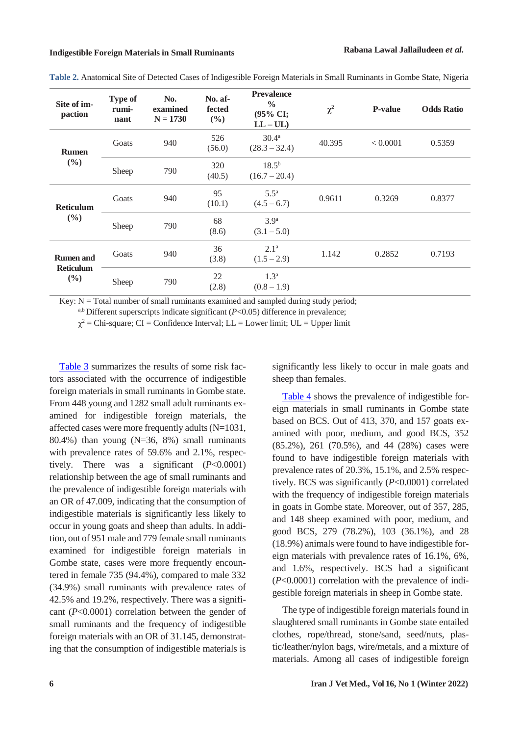**Table 2.** Anatomical Site of Detected Cases of Indigestible Foreign Materials in Small Ruminants in Gombe State, Nigeria

| Site of impaction | Type of ruminant | No. examined N = 1730 | No. affected (%) | Prevalence % (95% CI; LL – UL) | $\chi^2$ | P-value | Odds Ratio |
|---|---|---|---|---|---|---|---|
| Rumen (%) | Goats | 940 | 526 (56.0) | 30.4[a] (28.3 – 32.4) | 40.395 | < 0.0001 | 0.5359 |
| | Sheep | 790 | 320 (40.5) | 18.5[b] (16.7 – 20.4) | | | |
| Reticulum (%) | Goats | 940 | 95 (10.1) | 5.5[a] (4.5 – 6.7) | 0.9611 | 0.3269 | 0.8377 |
| | Sheep | 790 | 68 (8.6) | 3.9[a] (3.1 – 5.0) | | | |
| Rumen and Reticulum (%) | Goats | 940 | 36 (3.8) | 2.1[a] (1.5 – 2.9) | 1.142 | 0.2852 | 0.7193 |
| | Sheep | 790 | 22 (2.8) | 1.3[a] (0.8 – 1.9) | | | |

Key: N = Total number of small ruminants examined and sampled during study period;
[a,b] Different superscripts indicate significant ($P$<0.05) difference in prevalence;
$\chi^2$ = Chi-square; CI = Confidence Interval; LL = Lower limit; UL = Upper limit

Table 3 summarizes the results of some risk factors associated with the occurrence of indigestible foreign materials in small ruminants in Gombe state. From 448 young and 1282 small adult ruminants examined for indigestible foreign materials, the affected cases were more frequently adults (N=1031, 80.4%) than young (N=36, 8%) small ruminants with prevalence rates of 59.6% and 2.1%, respectively. There was a significant ($P$<0.0001) relationship between the age of small ruminants and the prevalence of indigestible foreign materials with an OR of 47.009, indicating that the consumption of indigestible materials is significantly less likely to occur in young goats and sheep than adults. In addition, out of 951 male and 779 female small ruminants examined for indigestible foreign materials in Gombe state, cases were more frequently encountered in female 735 (94.4%), compared to male 332 (34.9%) small ruminants with prevalence rates of 42.5% and 19.2%, respectively. There was a significant ($P$<0.0001) correlation between the gender of small ruminants and the frequency of indigestible foreign materials with an OR of 31.145, demonstrating that the consumption of indigestible materials is significantly less likely to occur in male goats and sheep than females.

Table 4 shows the prevalence of indigestible foreign materials in small ruminants in Gombe state based on BCS. Out of 413, 370, and 157 goats examined with poor, medium, and good BCS, 352 (85.2%), 261 (70.5%), and 44 (28%) cases were found to have indigestible foreign materials with prevalence rates of 20.3%, 15.1%, and 2.5% respectively. BCS was significantly ($P$<0.0001) correlated with the frequency of indigestible foreign materials in goats in Gombe state. Moreover, out of 357, 285, and 148 sheep examined with poor, medium, and good BCS, 279 (78.2%), 103 (36.1%), and 28 (18.9%) animals were found to have indigestible foreign materials with prevalence rates of 16.1%, 6%, and 1.6%, respectively. BCS had a significant ($P$<0.0001) correlation with the prevalence of indigestible foreign materials in sheep in Gombe state.

The type of indigestible foreign materials found in slaughtered small ruminants in Gombe state entailed clothes, rope/thread, stone/sand, seed/nuts, plastic/leather/nylon bags, wire/metals, and a mixture of materials. Among all cases of indigestible foreign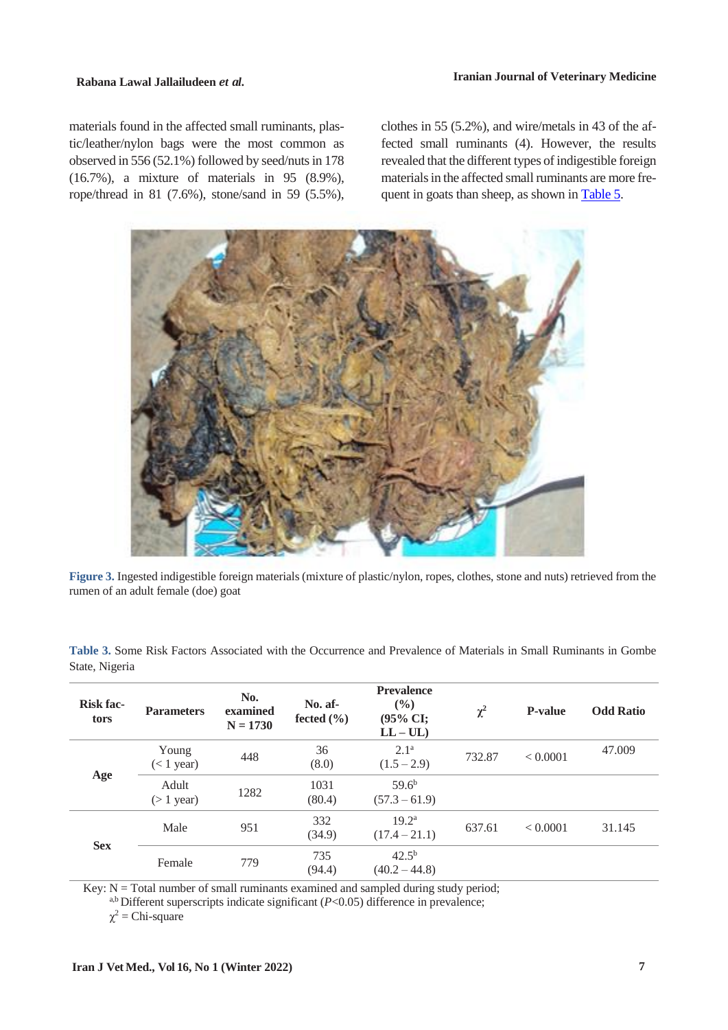materials found in the affected small ruminants, plastic/leather/nylon bags were the most common as observed in 556 (52.1%) followed by seed/nuts in 178 (16.7%), a mixture of materials in 95 (8.9%), rope/thread in 81 (7.6%), stone/sand in 59 (5.5%), clothes in 55 (5.2%), and wire/metals in 43 of the affected small ruminants (4). However, the results revealed that the different types of indigestible foreign materials in the affected small ruminants are more frequent in goats than sheep, as shown in Table 5.

**Figure 3.** Ingested indigestible foreign materials (mixture of plastic/nylon, ropes, clothes, stone and nuts) retrieved from the rumen of an adult female (doe) goat

**Table 3.** Some Risk Factors Associated with the Occurrence and Prevalence of Materials in Small Ruminants in Gombe State, Nigeria

| Risk factors | Parameters | No. examined N = 1730 | No. affected (%) | Prevalence (%) (95% CI; LL – UL) | $\chi^2$ | P-value | Odd Ratio |
|---|---|---|---|---|---|---|---|
| Age | Young (< 1 year) | 448 | 36 (8.0) | 2.1[a] (1.5 – 2.9) | 732.87 | < 0.0001 | 47.009 |
| | Adult (> 1 year) | 1282 | 1031 (80.4) | 59.6[b] (57.3 – 61.9) | | | |
| Sex | Male | 951 | 332 (34.9) | 19.2[a] (17.4 – 21.1) | 637.61 | < 0.0001 | 31.145 |
| | Female | 779 | 735 (94.4) | 42.5[b] (40.2 – 44.8) | | | |

Key: N = Total number of small ruminants examined and sampled during study period;
[a,b] Different superscripts indicate significant ($P$<0.05) difference in prevalence;
$\chi^2$ = Chi-square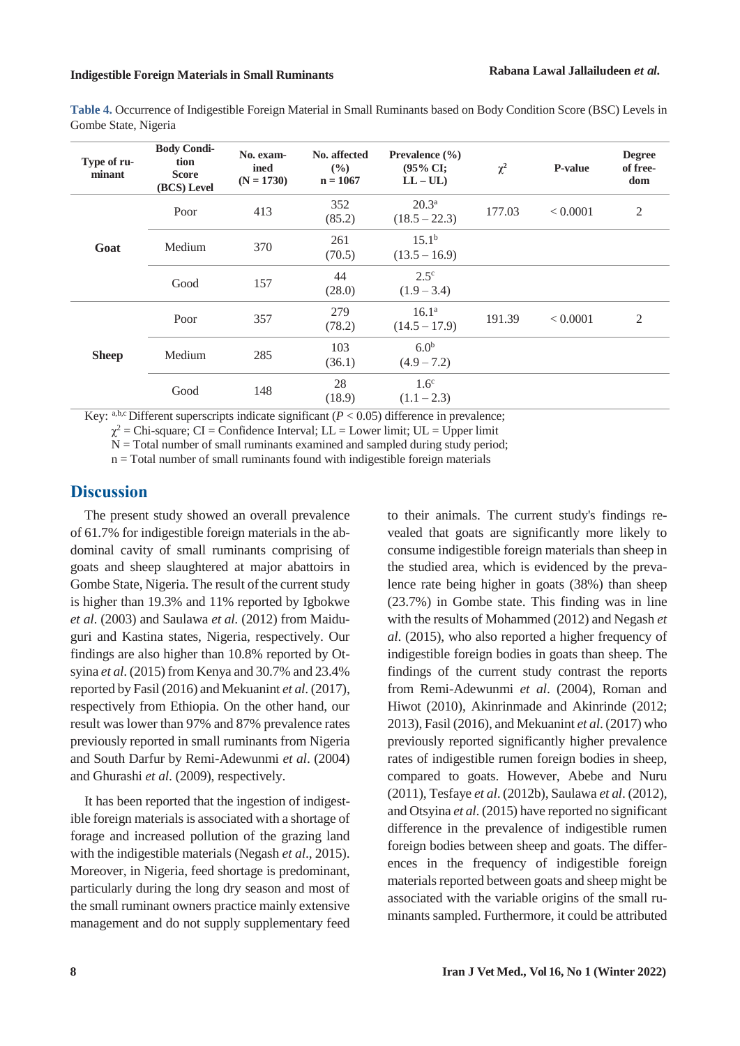**Table 4.** Occurrence of Indigestible Foreign Material in Small Ruminants based on Body Condition Score (BSC) Levels in Gombe State, Nigeria

| Type of ruminant | Body Condition Score (BCS) Level | No. examined (N = 1730) | No. affected (%) n = 1067 | Prevalence (%) (95% CI; LL – UL) | $\chi^2$ | P-value | Degree of freedom |
|---|---|---|---|---|---|---|---|
| **Goat** | Poor | 413 | 352 (85.2) | 20.3[a] (18.5 – 22.3) | 177.03 | < 0.0001 | 2 |
| | Medium | 370 | 261 (70.5) | 15.1[b] (13.5 – 16.9) | | | |
| | Good | 157 | 44 (28.0) | 2.5[c] (1.9 – 3.4) | | | |
| **Sheep** | Poor | 357 | 279 (78.2) | 16.1[a] (14.5 – 17.9) | 191.39 | < 0.0001 | 2 |
| | Medium | 285 | 103 (36.1) | 6.0[b] (4.9 – 7.2) | | | |
| | Good | 148 | 28 (18.9) | 1.6[c] (1.1 – 2.3) | | | |

Key: [a,b,c] Different superscripts indicate significant ($P < 0.05$) difference in prevalence;
$\chi^2$ = Chi-square; CI = Confidence Interval; LL = Lower limit; UL = Upper limit
N = Total number of small ruminants examined and sampled during study period;
n = Total number of small ruminants found with indigestible foreign materials

## Discussion

The present study showed an overall prevalence of 61.7% for indigestible foreign materials in the abdominal cavity of small ruminants comprising of goats and sheep slaughtered at major abattoirs in Gombe State, Nigeria. The result of the current study is higher than 19.3% and 11% reported by Igbokwe *et al.* (2003) and Saulawa *et al.* (2012) from Maiduguri and Kastina states, Nigeria, respectively. Our findings are also higher than 10.8% reported by Otsyina *et al.* (2015) from Kenya and 30.7% and 23.4% reported by Fasil (2016) and Mekuanint *et al.* (2017), respectively from Ethiopia. On the other hand, our result was lower than 97% and 87% prevalence rates previously reported in small ruminants from Nigeria and South Darfur by Remi-Adewunmi *et al*. (2004) and Ghurashi *et al.* (2009), respectively.

It has been reported that the ingestion of indigestible foreign materials is associated with a shortage of forage and increased pollution of the grazing land with the indigestible materials (Negash *et al*., 2015). Moreover, in Nigeria, feed shortage is predominant, particularly during the long dry season and most of the small ruminant owners practice mainly extensive management and do not supply supplementary feed to their animals. The current study's findings revealed that goats are significantly more likely to consume indigestible foreign materials than sheep in the studied area, which is evidenced by the prevalence rate being higher in goats (38%) than sheep (23.7%) in Gombe state. This finding was in line with the results of Mohammed (2012) and Negash *et al*. (2015), who also reported a higher frequency of indigestible foreign bodies in goats than sheep. The findings of the current study contrast the reports from Remi-Adewunmi *et al*. (2004), Roman and Hiwot (2010), Akinrinmade and Akinrinde (2012; 2013), Fasil (2016), and Mekuanint *et al*. (2017) who previously reported significantly higher prevalence rates of indigestible rumen foreign bodies in sheep, compared to goats. However, Abebe and Nuru (2011), Tesfaye *et al*. (2012b), Saulawa *et al*. (2012), and Otsyina *et al*. (2015) have reported no significant difference in the prevalence of indigestible rumen foreign bodies between sheep and goats. The differences in the frequency of indigestible foreign materials reported between goats and sheep might be associated with the variable origins of the small ruminants sampled. Furthermore, it could be attributed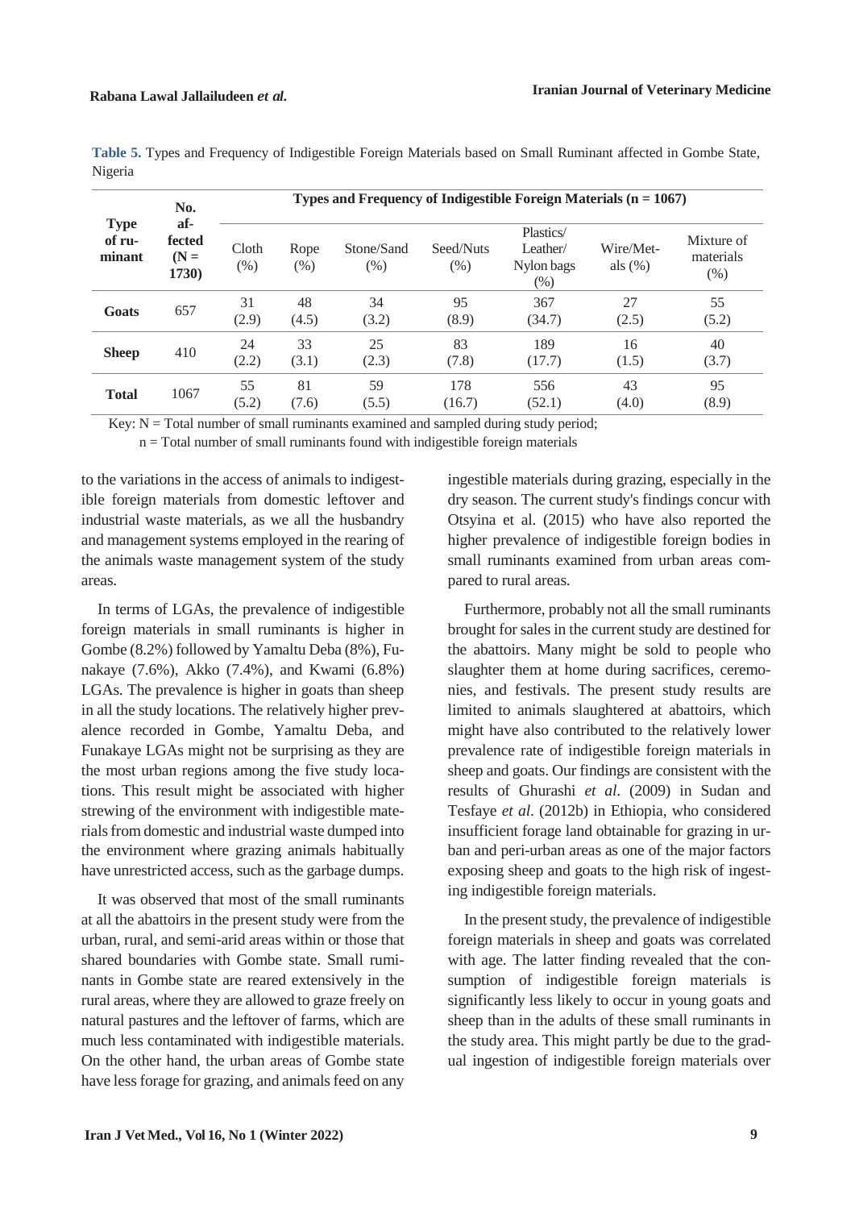**Table 5.** Types and Frequency of Indigestible Foreign Materials based on Small Ruminant affected in Gombe State, Nigeria

| Type of ruminant | No. affected (N = 1730) | Types and Frequency of Indigestible Foreign Materials (n = 1067) | | | | | | |
|---|---|---|---|---|---|---|---|---|
| | | Cloth (%) | Rope (%) | Stone/Sand (%) | Seed/Nuts (%) | Plastics/ Leather/ Nylon bags (%) | Wire/Metals (%) | Mixture of materials (%) |
| **Goats** | 657 | 31 (2.9) | 48 (4.5) | 34 (3.2) | 95 (8.9) | 367 (34.7) | 27 (2.5) | 55 (5.2) |
| **Sheep** | 410 | 24 (2.2) | 33 (3.1) | 25 (2.3) | 83 (7.8) | 189 (17.7) | 16 (1.5) | 40 (3.7) |
| **Total** | 1067 | 55 (5.2) | 81 (7.6) | 59 (5.5) | 178 (16.7) | 556 (52.1) | 43 (4.0) | 95 (8.9) |

Key: N = Total number of small ruminants examined and sampled during study period;
n = Total number of small ruminants found with indigestible foreign materials

to the variations in the access of animals to indigestible foreign materials from domestic leftover and industrial waste materials, as we all the husbandry and management systems employed in the rearing of the animals waste management system of the study areas.

In terms of LGAs, the prevalence of indigestible foreign materials in small ruminants is higher in Gombe (8.2%) followed by Yamaltu Deba (8%), Funakaye (7.6%), Akko (7.4%), and Kwami (6.8%) LGAs. The prevalence is higher in goats than sheep in all the study locations. The relatively higher prevalence recorded in Gombe, Yamaltu Deba, and Funakaye LGAs might not be surprising as they are the most urban regions among the five study locations. This result might be associated with higher strewing of the environment with indigestible materials from domestic and industrial waste dumped into the environment where grazing animals habitually have unrestricted access, such as the garbage dumps.

It was observed that most of the small ruminants at all the abattoirs in the present study were from the urban, rural, and semi-arid areas within or those that shared boundaries with Gombe state. Small ruminants in Gombe state are reared extensively in the rural areas, where they are allowed to graze freely on natural pastures and the leftover of farms, which are much less contaminated with indigestible materials. On the other hand, the urban areas of Gombe state have less forage for grazing, and animals feed on any ingestible materials during grazing, especially in the dry season. The current study's findings concur with Otsyina et al. (2015) who have also reported the higher prevalence of indigestible foreign bodies in small ruminants examined from urban areas compared to rural areas.

Furthermore, probably not all the small ruminants brought for sales in the current study are destined for the abattoirs. Many might be sold to people who slaughter them at home during sacrifices, ceremonies, and festivals. The present study results are limited to animals slaughtered at abattoirs, which might have also contributed to the relatively lower prevalence rate of indigestible foreign materials in sheep and goats. Our findings are consistent with the results of Ghurashi *et al*. (2009) in Sudan and Tesfaye *et al*. (2012b) in Ethiopia, who considered insufficient forage land obtainable for grazing in urban and peri-urban areas as one of the major factors exposing sheep and goats to the high risk of ingesting indigestible foreign materials.

In the present study, the prevalence of indigestible foreign materials in sheep and goats was correlated with age. The latter finding revealed that the consumption of indigestible foreign materials is significantly less likely to occur in young goats and sheep than in the adults of these small ruminants in the study area. This might partly be due to the gradual ingestion of indigestible foreign materials over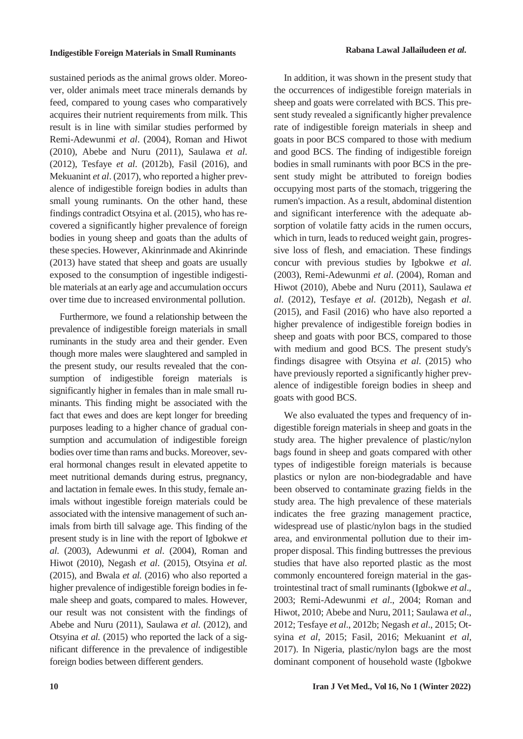sustained periods as the animal grows older. Moreover, older animals meet trace minerals demands by feed, compared to young cases who comparatively acquires their nutrient requirements from milk. This result is in line with similar studies performed by Remi-Adewunmi *et al*. (2004), Roman and Hiwot (2010), Abebe and Nuru (2011), Saulawa *et al*. (2012), Tesfaye *et al*. (2012b), Fasil (2016), and Mekuanint *et al*. (2017), who reported a higher prevalence of indigestible foreign bodies in adults than small young ruminants. On the other hand, these findings contradict Otsyina et al. (2015), who has recovered a significantly higher prevalence of foreign bodies in young sheep and goats than the adults of these species. However, Akinrinmade and Akinrinde (2013) have stated that sheep and goats are usually exposed to the consumption of ingestible indigestible materials at an early age and accumulation occurs over time due to increased environmental pollution.

Furthermore, we found a relationship between the prevalence of indigestible foreign materials in small ruminants in the study area and their gender. Even though more males were slaughtered and sampled in the present study, our results revealed that the consumption of indigestible foreign materials is significantly higher in females than in male small ruminants. This finding might be associated with the fact that ewes and does are kept longer for breeding purposes leading to a higher chance of gradual consumption and accumulation of indigestible foreign bodies over time than rams and bucks. Moreover, several hormonal changes result in elevated appetite to meet nutritional demands during estrus, pregnancy, and lactation in female ewes. In this study, female animals without ingestible foreign materials could be associated with the intensive management of such animals from birth till salvage age. This finding of the present study is in line with the report of Igbokwe *et al*. (2003), Adewunmi *et al*. (2004), Roman and Hiwot (2010), Negash *et al*. (2015), Otsyina *et al.* (2015), and Bwala *et al.* (2016) who also reported a higher prevalence of indigestible foreign bodies in female sheep and goats, compared to males. However, our result was not consistent with the findings of Abebe and Nuru (2011), Saulawa *et al*. (2012), and Otsyina *et al.* (2015) who reported the lack of a significant difference in the prevalence of indigestible foreign bodies between different genders.

In addition, it was shown in the present study that the occurrences of indigestible foreign materials in sheep and goats were correlated with BCS. This present study revealed a significantly higher prevalence rate of indigestible foreign materials in sheep and goats in poor BCS compared to those with medium and good BCS. The finding of indigestible foreign bodies in small ruminants with poor BCS in the present study might be attributed to foreign bodies occupying most parts of the stomach, triggering the rumen's impaction. As a result, abdominal distention and significant interference with the adequate absorption of volatile fatty acids in the rumen occurs, which in turn, leads to reduced weight gain, progressive loss of flesh, and emaciation. These findings concur with previous studies by Igbokwe *et al*. (2003), Remi-Adewunmi *et al*. (2004), Roman and Hiwot (2010), Abebe and Nuru (2011), Saulawa *et al*. (2012), Tesfaye *et al*. (2012b), Negash *et al*. (2015), and Fasil (2016) who have also reported a higher prevalence of indigestible foreign bodies in sheep and goats with poor BCS, compared to those with medium and good BCS. The present study's findings disagree with Otsyina *et al*. (2015) who have previously reported a significantly higher prevalence of indigestible foreign bodies in sheep and goats with good BCS.

We also evaluated the types and frequency of indigestible foreign materials in sheep and goats in the study area. The higher prevalence of plastic/nylon bags found in sheep and goats compared with other types of indigestible foreign materials is because plastics or nylon are non-biodegradable and have been observed to contaminate grazing fields in the study area. The high prevalence of these materials indicates the free grazing management practice, widespread use of plastic/nylon bags in the studied area, and environmental pollution due to their improper disposal. This finding buttresses the previous studies that have also reported plastic as the most commonly encountered foreign material in the gastrointestinal tract of small ruminants (Igbokwe *et al*., 2003; Remi-Adewunmi *et al*., 2004; Roman and Hiwot, 2010; Abebe and Nuru, 2011; Saulawa *et al*., 2012; Tesfaye *et al*., 2012b; Negash *et al*., 2015; Otsyina *et al*, 2015; Fasil, 2016; Mekuanint *et al*, 2017). In Nigeria, plastic/nylon bags are the most dominant component of household waste (Igbokwe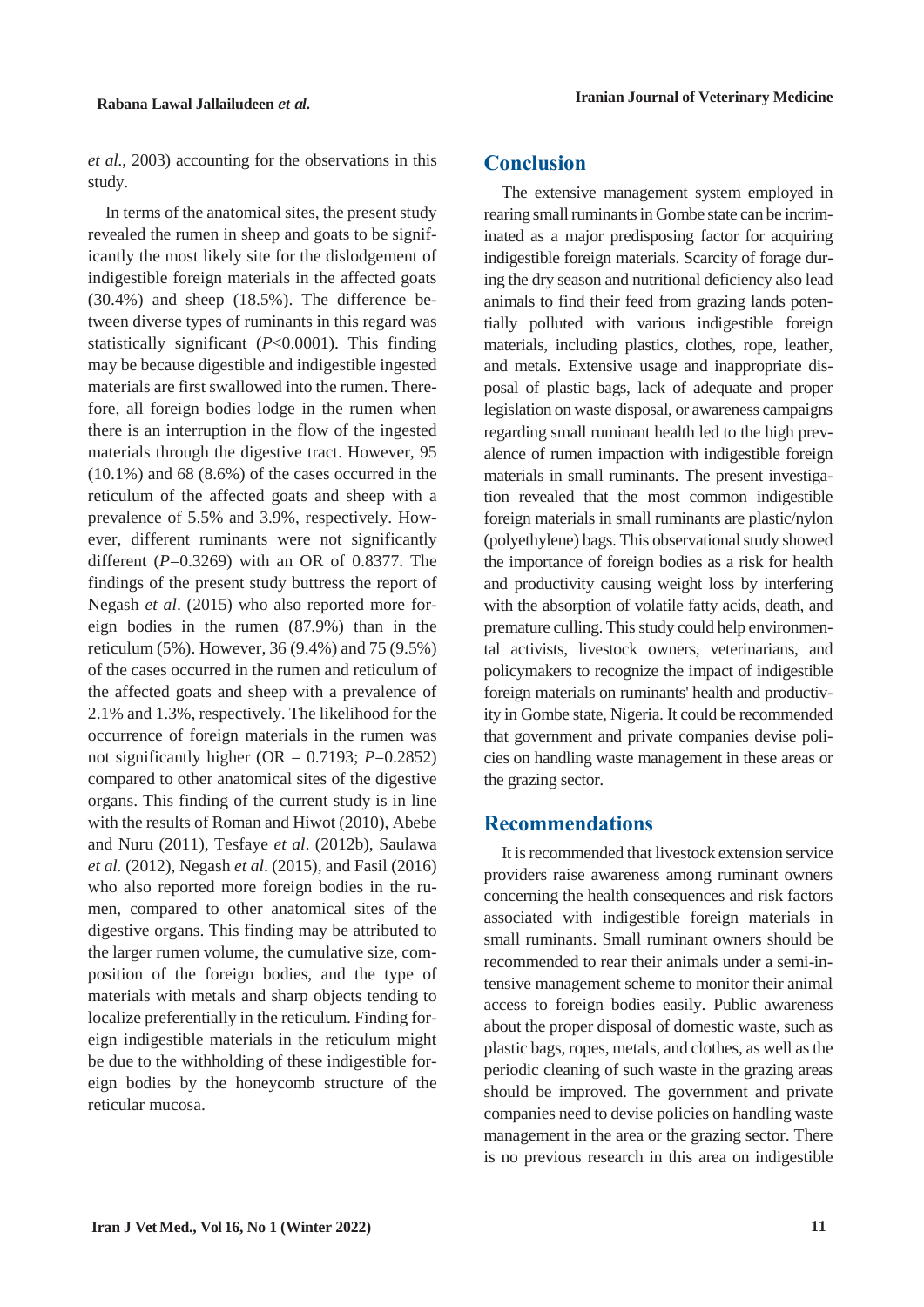*et al*., 2003) accounting for the observations in this study.

In terms of the anatomical sites, the present study revealed the rumen in sheep and goats to be significantly the most likely site for the dislodgement of indigestible foreign materials in the affected goats (30.4%) and sheep (18.5%). The difference between diverse types of ruminants in this regard was statistically significant ($P$<0.0001). This finding may be because digestible and indigestible ingested materials are first swallowed into the rumen. Therefore, all foreign bodies lodge in the rumen when there is an interruption in the flow of the ingested materials through the digestive tract. However, 95 (10.1%) and 68 (8.6%) of the cases occurred in the reticulum of the affected goats and sheep with a prevalence of 5.5% and 3.9%, respectively. However, different ruminants were not significantly different ($P$=0.3269) with an OR of 0.8377. The findings of the present study buttress the report of Negash *et al*. (2015) who also reported more foreign bodies in the rumen (87.9%) than in the reticulum (5%). However, 36 (9.4%) and 75 (9.5%) of the cases occurred in the rumen and reticulum of the affected goats and sheep with a prevalence of 2.1% and 1.3%, respectively. The likelihood for the occurrence of foreign materials in the rumen was not significantly higher (OR = 0.7193; $P$=0.2852) compared to other anatomical sites of the digestive organs. This finding of the current study is in line with the results of Roman and Hiwot (2010), Abebe and Nuru (2011), Tesfaye *et al*. (2012b), Saulawa *et al.* (2012), Negash *et al*. (2015), and Fasil (2016) who also reported more foreign bodies in the rumen, compared to other anatomical sites of the digestive organs. This finding may be attributed to the larger rumen volume, the cumulative size, composition of the foreign bodies, and the type of materials with metals and sharp objects tending to localize preferentially in the reticulum. Finding foreign indigestible materials in the reticulum might be due to the withholding of these indigestible foreign bodies by the honeycomb structure of the reticular mucosa.

## Conclusion

The extensive management system employed in rearing small ruminants in Gombe state can be incriminated as a major predisposing factor for acquiring indigestible foreign materials. Scarcity of forage during the dry season and nutritional deficiency also lead animals to find their feed from grazing lands potentially polluted with various indigestible foreign materials, including plastics, clothes, rope, leather, and metals. Extensive usage and inappropriate disposal of plastic bags, lack of adequate and proper legislation on waste disposal, or awareness campaigns regarding small ruminant health led to the high prevalence of rumen impaction with indigestible foreign materials in small ruminants. The present investigation revealed that the most common indigestible foreign materials in small ruminants are plastic/nylon (polyethylene) bags. This observational study showed the importance of foreign bodies as a risk for health and productivity causing weight loss by interfering with the absorption of volatile fatty acids, death, and premature culling. This study could help environmental activists, livestock owners, veterinarians, and policymakers to recognize the impact of indigestible foreign materials on ruminants' health and productivity in Gombe state, Nigeria. It could be recommended that government and private companies devise policies on handling waste management in these areas or the grazing sector.

## Recommendations

It is recommended that livestock extension service providers raise awareness among ruminant owners concerning the health consequences and risk factors associated with indigestible foreign materials in small ruminants. Small ruminant owners should be recommended to rear their animals under a semi-intensive management scheme to monitor their animal access to foreign bodies easily. Public awareness about the proper disposal of domestic waste, such as plastic bags, ropes, metals, and clothes, as well as the periodic cleaning of such waste in the grazing areas should be improved. The government and private companies need to devise policies on handling waste management in the area or the grazing sector. There is no previous research in this area on indigestible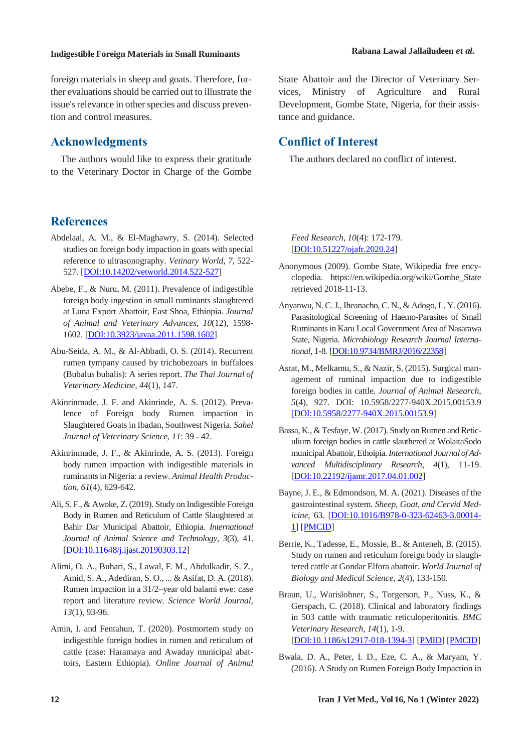foreign materials in sheep and goats. Therefore, further evaluations should be carried out to illustrate the issue's relevance in other species and discuss prevention and control measures.

## Acknowledgments

The authors would like to express their gratitude to the Veterinary Doctor in Charge of the Gombe State Abattoir and the Director of Veterinary Services, Ministry of Agriculture and Rural Development, Gombe State, Nigeria, for their assistance and guidance.

## Conflict of Interest

The authors declared no conflict of interest.

## References

Abdelaal, A. M., & El-Maghawry, S. (2014). Selected studies on foreign body impaction in goats with special reference to ultrasonography. *Vetinary World, 7*, 522-527. [DOI:10.14202/vetworld.2014.522-527]

Abebe, F., & Nuru, M. (2011). Prevalence of indigestible foreign body ingestion in small ruminants slaughtered at Luna Export Abattoir, East Shoa, Ethiopia. *Journal of Animal and Veterinary Advances*, *10*(12), 1598-1602. [DOI:10.3923/javaa.2011.1598.1602]

Abu-Seida, A. M., & Al-Abbadi, O. S. (2014). Recurrent rumen tympany caused by trichobezoars in buffaloes (Bubalus bubalis): A series report. *The Thai Journal of Veterinary Medicine*, *44*(1), 147.

Akinrinmade, J. F. and Akinrinde, A. S. (2012). Prevalence of Foreign body Rumen impaction in Slaughtered Goats in Ibadan, Southwest Nigeria. *Sahel Journal of Veterinary Science, 11*: 39 - 42.

Akinrinmade, J. F., & Akinrinde, A. S. (2013). Foreign body rumen impaction with indigestible materials in ruminants in Nigeria: a review. *Animal Health Production*, *61*(4), 629-642.

Ali, S. F., & Awoke, Z. (2019). Study on Indigestible Foreign Body in Rumen and Reticulum of Cattle Slaughtered at Bahir Dar Municipal Abattoir, Ethiopia. *International Journal of Animal Science and Technology*, *3*(3), 41. [DOI:10.11648/j.ijast.20190303.12]

Alimi, O. A., Buhari, S., Lawal, F. M., Abdulkadir, S. Z., Amid, S. A., Adediran, S. O., ... & Asifat, D. A. (2018). Rumen impaction in a 31/2–year old balami ewe: case report and literature review. *Science World Journal*, *13*(1), 93-96.

Amin, I. and Fentahun, T. (2020). Postmortem study on indigestible foreign bodies in rumen and reticulum of cattle (case: Haramaya and Awaday municipal abattoirs, Eastern Ethiopia). *Online Journal of Animal Feed Research*, *10*(4): 172-179. [DOI:10.51227/ojafr.2020.24]

Anonymous (2009). Gombe State, Wikipedia free encyclopedia. https://en.wikipedia.org/wiki/Gombe_State retrieved 2018-11-13.

Anyanwu, N. C. J., Iheanacho, C. N., & Adogo, L. Y. (2016). Parasitological Screening of Haemo-Parasites of Small Ruminants in Karu Local Government Area of Nasarawa State, Nigeria. *Microbiology Research Journal International*, 1-8. [DOI:10.9734/BMRJ/2016/22358]

Asrat, M., Melkamu, S., & Nazir, S. (2015). Surgical management of ruminal impaction due to indigestible foreign bodies in cattle. *Journal of Animal Research*, *5*(4), 927. DOI: 10.5958/2277-940X.2015.00153.9 [DOI:10.5958/2277-940X.2015.00153.9]

Bassa, K., & Tesfaye, W. (2017). Study on Rumen and Reticulium foreign bodies in cattle slauthered at WolaitaSodo municipal Abattoir, Ethoipia. *International Journal of Advanced Multidisciplinary Research*, *4*(1), 11-19. [DOI:10.22192/ijamr.2017.04.01.002]

Bayne, J. E., & Edmondson, M. A. (2021). Diseases of the gastrointestinal system. *Sheep, Goat, and Cervid Medicine*, 63. [DOI:10.1016/B978-0-323-62463-3.00014-1] [PMCID]

Berrie, K., Tadesse, E., Mossie, B., & Anteneh, B. (2015). Study on rumen and reticulum foreign body in slaughtered cattle at Gondar Elfora abattoir. *World Journal of Biology and Medical Science*, *2*(4), 133-150.

Braun, U., Warislohner, S., Torgerson, P., Nuss, K., & Gerspach, C. (2018). Clinical and laboratory findings in 503 cattle with traumatic reticuloperitonitis. *BMC Veterinary Research*, *14*(1), 1-9. [DOI:10.1186/s12917-018-1394-3] [PMID] [PMCID]

Bwala, D. A., Peter, I. D., Eze, C. A., & Maryam, Y. (2016). A Study on Rumen Foreign Body Impaction in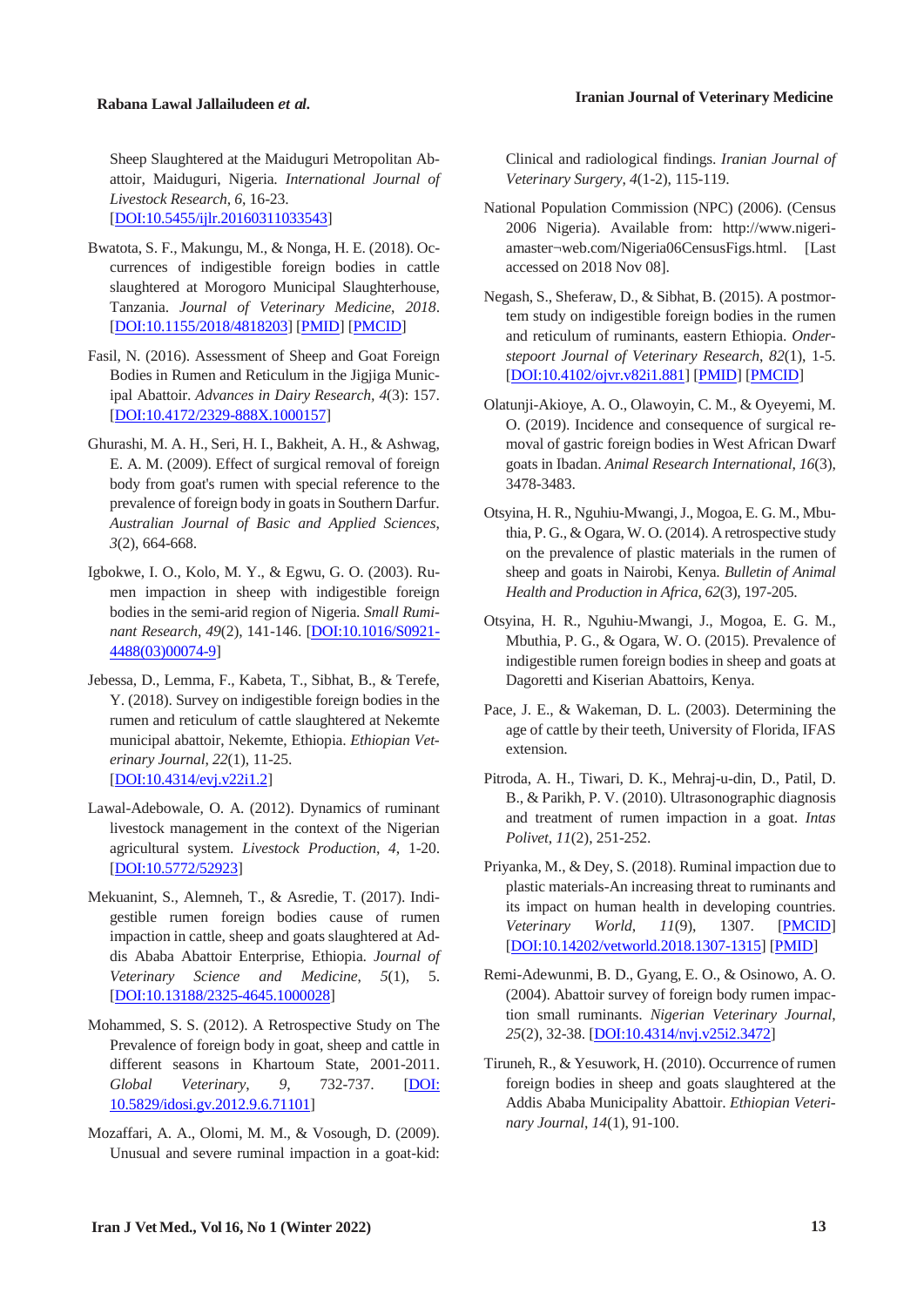Sheep Slaughtered at the Maiduguri Metropolitan Abattoir, Maiduguri, Nigeria. *International Journal of Livestock Research*, *6*, 16-23. [DOI:10.5455/ijlr.20160311033543]

Bwatota, S. F., Makungu, M., & Nonga, H. E. (2018). Occurrences of indigestible foreign bodies in cattle slaughtered at Morogoro Municipal Slaughterhouse, Tanzania. *Journal of Veterinary Medicine*, *2018*. [DOI:10.1155/2018/4818203] [PMID] [PMCID]

Fasil, N. (2016). Assessment of Sheep and Goat Foreign Bodies in Rumen and Reticulum in the Jigjiga Municipal Abattoir. *Advances in Dairy Research*, *4*(3): 157. [DOI:10.4172/2329-888X.1000157]

Ghurashi, M. A. H., Seri, H. I., Bakheit, A. H., & Ashwag, E. A. M. (2009). Effect of surgical removal of foreign body from goat's rumen with special reference to the prevalence of foreign body in goats in Southern Darfur. *Australian Journal of Basic and Applied Sciences*, *3*(2), 664-668.

Igbokwe, I. O., Kolo, M. Y., & Egwu, G. O. (2003). Rumen impaction in sheep with indigestible foreign bodies in the semi-arid region of Nigeria. *Small Ruminant Research*, *49*(2), 141-146. [DOI:10.1016/S0921-4488(03)00074-9]

Jebessa, D., Lemma, F., Kabeta, T., Sibhat, B., & Terefe, Y. (2018). Survey on indigestible foreign bodies in the rumen and reticulum of cattle slaughtered at Nekemte municipal abattoir, Nekemte, Ethiopia. *Ethiopian Veterinary Journal*, *22*(1), 11-25. [DOI:10.4314/evj.v22i1.2]

Lawal-Adebowale, O. A. (2012). Dynamics of ruminant livestock management in the context of the Nigerian agricultural system. *Livestock Production*, *4*, 1-20. [DOI:10.5772/52923]

Mekuanint, S., Alemneh, T., & Asredie, T. (2017). Indigestible rumen foreign bodies cause of rumen impaction in cattle, sheep and goats slaughtered at Addis Ababa Abattoir Enterprise, Ethiopia. *Journal of Veterinary Science and Medicine*, *5*(1), 5. [DOI:10.13188/2325-4645.1000028]

Mohammed, S. S. (2012). A Retrospective Study on The Prevalence of foreign body in goat, sheep and cattle in different seasons in Khartoum State, 2001-2011. *Global Veterinary*, *9*, 732-737. [DOI:10.5829/idosi.gv.2012.9.6.71101]

Mozaffari, A. A., Olomi, M. M., & Vosough, D. (2009). Unusual and severe ruminal impaction in a goat-kid: Clinical and radiological findings. *Iranian Journal of Veterinary Surgery*, *4*(1-2), 115-119.

National Population Commission (NPC) (2006). (Census 2006 Nigeria). Available from: http://www.nigeriamaster¬web.com/Nigeria06CensusFigs.html. [Last accessed on 2018 Nov 08].

Negash, S., Sheferaw, D., & Sibhat, B. (2015). A postmortem study on indigestible foreign bodies in the rumen and reticulum of ruminants, eastern Ethiopia. *Onderstepoort Journal of Veterinary Research*, *82*(1), 1-5. [DOI:10.4102/ojvr.v82i1.881] [PMID] [PMCID]

Olatunji-Akioye, A. O., Olawoyin, C. M., & Oyeyemi, M. O. (2019). Incidence and consequence of surgical removal of gastric foreign bodies in West African Dwarf goats in Ibadan. *Animal Research International*, *16*(3), 3478-3483.

Otsyina, H. R., Nguhiu-Mwangi, J., Mogoa, E. G. M., Mbuthia, P. G., & Ogara, W. O. (2014). A retrospective study on the prevalence of plastic materials in the rumen of sheep and goats in Nairobi, Kenya. *Bulletin of Animal Health and Production in Africa*, *62*(3), 197-205.

Otsyina, H. R., Nguhiu-Mwangi, J., Mogoa, E. G. M., Mbuthia, P. G., & Ogara, W. O. (2015). Prevalence of indigestible rumen foreign bodies in sheep and goats at Dagoretti and Kiserian Abattoirs, Kenya.

Pace, J. E., & Wakeman, D. L. (2003). Determining the age of cattle by their teeth, University of Florida, IFAS extension.

Pitroda, A. H., Tiwari, D. K., Mehraj-u-din, D., Patil, D. B., & Parikh, P. V. (2010). Ultrasonographic diagnosis and treatment of rumen impaction in a goat. *Intas Polivet*, *11*(2), 251-252.

Priyanka, M., & Dey, S. (2018). Ruminal impaction due to plastic materials-An increasing threat to ruminants and its impact on human health in developing countries. *Veterinary World*, *11*(9), 1307. [PMCID] [DOI:10.14202/vetworld.2018.1307-1315] [PMID]

Remi-Adewunmi, B. D., Gyang, E. O., & Osinowo, A. O. (2004). Abattoir survey of foreign body rumen impaction small ruminants. *Nigerian Veterinary Journal*, *25*(2), 32-38. [DOI:10.4314/nvj.v25i2.3472]

Tiruneh, R., & Yesuwork, H. (2010). Occurrence of rumen foreign bodies in sheep and goats slaughtered at the Addis Ababa Municipality Abattoir. *Ethiopian Veterinary Journal*, *14*(1), 91-100.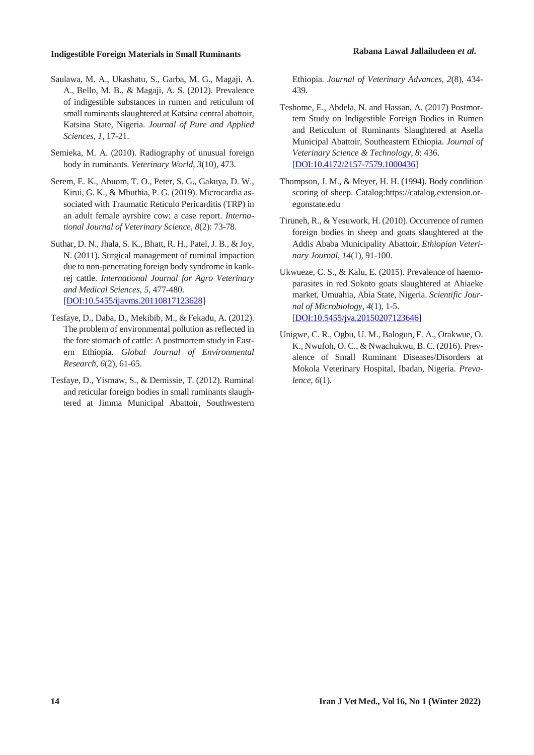Saulawa, M. A., Ukashatu, S., Garba, M. G., Magaji, A. A., Bello, M. B., & Magaji, A. S. (2012). Prevalence of indigestible substances in rumen and reticulum of small ruminants slaughtered at Katsina central abattoir, Katsina State, Nigeria. *Journal of Pure and Applied Sciences*, *1*, 17-21.

Semieka, M. A. (2010). Radiography of unusual foreign body in ruminants. *Veterinary World*, *3*(10), 473.

Serem, E. K., Abuom, T. O., Peter, S. G., Gakuya, D. W., Kirui, G. K., & Mbuthia, P. G. (2019). Microcardia associated with Traumatic Reticulo Pericarditis (TRP) in an adult female ayrshire cow: a case report. *International Journal of Veterinary Science, 8*(2): 73-78.

Suthar, D. N., Jhala, S. K., Bhatt, R. H., Patel, J. B., & Joy, N. (2011). Surgical management of ruminal impaction due to non-penetrating foreign body syndrome in kankrej cattle. *International Journal for Agro Veterinary and Medical Sciences, 5*, 477-480. [DOI:10.5455/ijavms.20110817123628]

Tesfaye, D., Daba, D., Mekibib, M., & Fekadu, A. (2012). The problem of environmental pollution as reflected in the fore stomach of cattle: A postmortem study in Eastern Ethiopia. *Global Journal of Environmental Research*, *6*(2), 61-65.

Tesfaye, D., Yismaw, S., & Demissie, T. (2012). Ruminal and reticular foreign bodies in small ruminants slaughtered at Jimma Municipal Abattoir, Southwestern Ethiopia. *Journal of Veterinary Advances*, *2*(8), 434-439.

Teshome, E., Abdela, N. and Hassan, A. (2017) Postmortem Study on Indigestible Foreign Bodies in Rumen and Reticulum of Ruminants Slaughtered at Asella Municipal Abattoir, Southeastern Ethiopia. *Journal of Veterinary Science & Technology, 8*: 436. [DOI:10.4172/2157-7579.1000436]

Thompson, J. M., & Meyer, H. H. (1994). Body condition scoring of sheep. Catalog:https://catalog.extension.oregonstate.edu

Tiruneh, R., & Yesuwork, H. (2010). Occurrence of rumen foreign bodies in sheep and goats slaughtered at the Addis Ababa Municipality Abattoir. *Ethiopian Veterinary Journal*, *14*(1), 91-100.

Ukwueze, C. S., & Kalu, E. (2015). Prevalence of haemoparasites in red Sokoto goats slaughtered at Ahiaeke market, Umuahia, Abia State, Nigeria. *Scientific Journal of Microbiology*, *4*(1), 1-5. [DOI:10.5455/jva.20150207123646]

Unigwe, C. R., Ogbu, U. M., Balogun, F. A., Orakwue, O. K., Nwufoh, O. C., & Nwachukwu, B. C. (2016). Prevalence of Small Ruminant Diseases/Disorders at Mokola Veterinary Hospital, Ibadan, Nigeria. *Prevalence*, *6*(1).